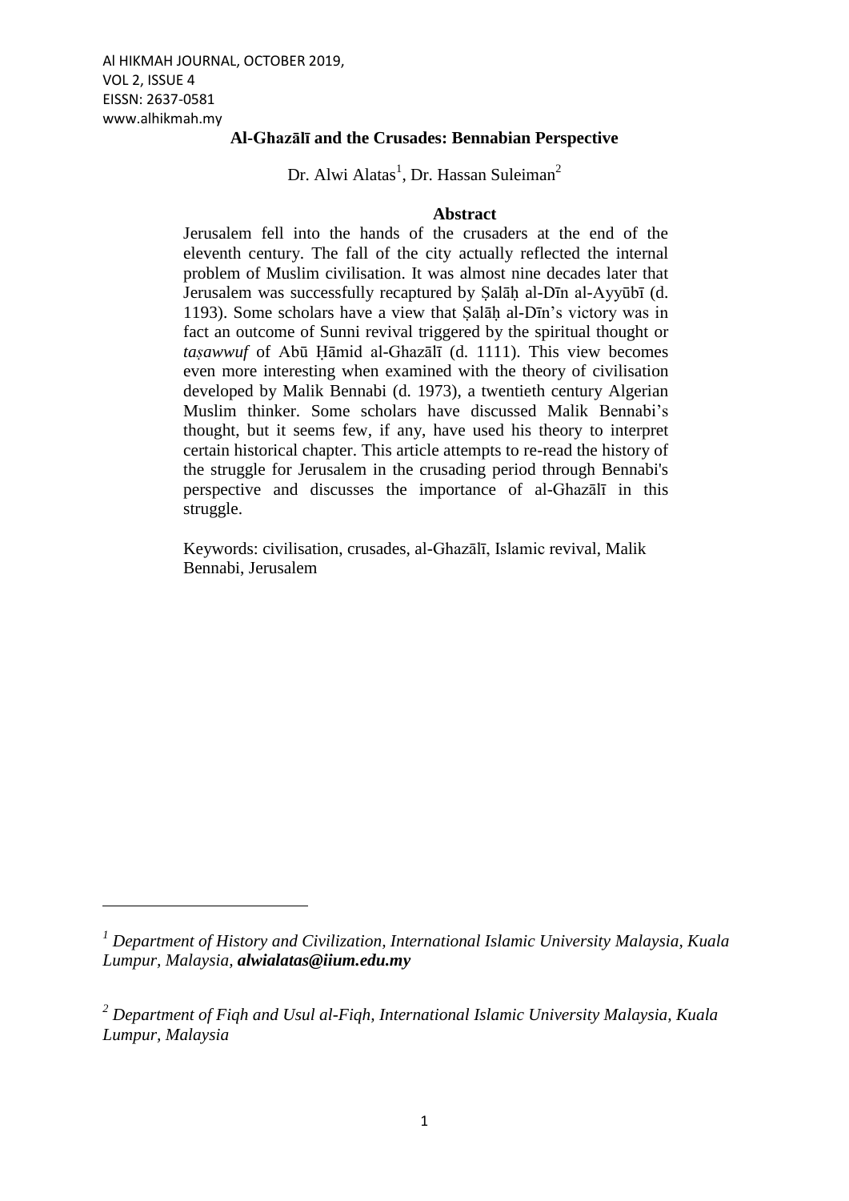# Al-Ghazālī and the Crusades: Bennabian Perspective

Dr. Alwi Alatas[1], Dr. Hassan Suleiman[2]

## Abstract

Jerusalem fell into the hands of the crusaders at the end of the eleventh century. The fall of the city actually reflected the internal problem of Muslim civilisation. It was almost nine decades later that Jerusalem was successfully recaptured by Ṣalāḥ al-Dīn al-Ayyūbī (d. 1193). Some scholars have a view that Ṣalāḥ al-Dīn's victory was in fact an outcome of Sunni revival triggered by the spiritual thought or *taṣawwuf* of Abū Ḥāmid al-Ghazālī (d. 1111). This view becomes even more interesting when examined with the theory of civilisation developed by Malik Bennabi (d. 1973), a twentieth century Algerian Muslim thinker. Some scholars have discussed Malik Bennabi's thought, but it seems few, if any, have used his theory to interpret certain historical chapter. This article attempts to re-read the history of the struggle for Jerusalem in the crusading period through Bennabi's perspective and discusses the importance of al-Ghazālī in this struggle.

Keywords: civilisation, crusades, al-Ghazālī, Islamic revival, Malik Bennabi, Jerusalem

---

[1] *Department of History and Civilization, International Islamic University Malaysia, Kuala Lumpur, Malaysia,* ***alwialatas@iium.edu.my***

[2] *Department of Fiqh and Usul al-Fiqh, International Islamic University Malaysia, Kuala Lumpur, Malaysia*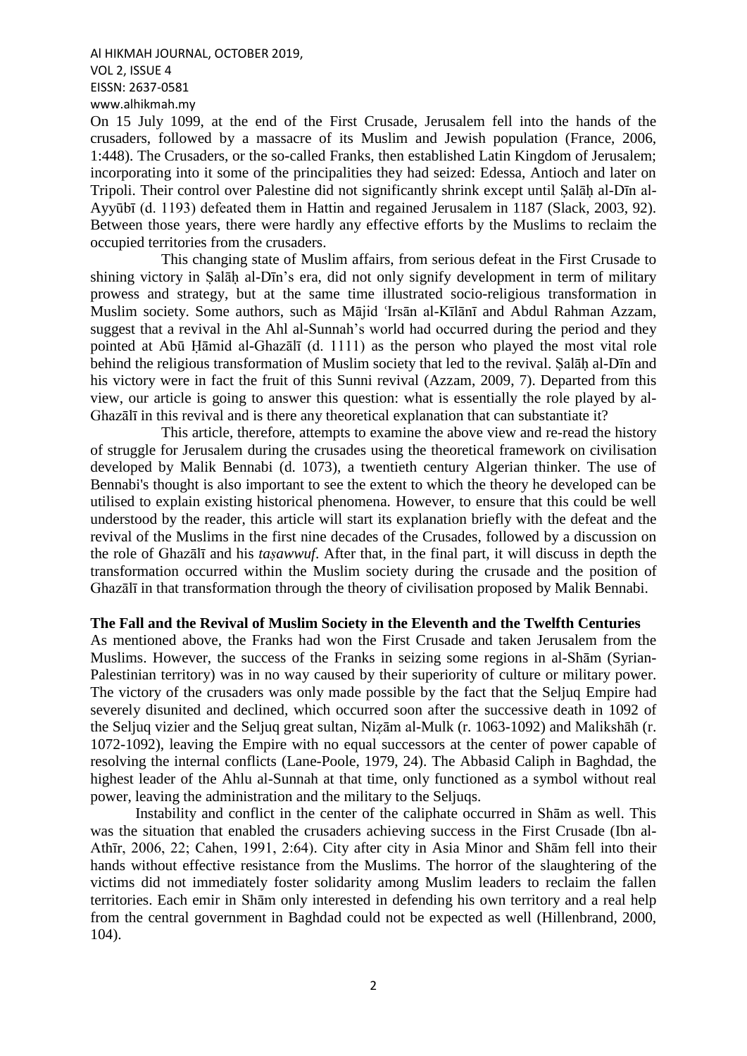On 15 July 1099, at the end of the First Crusade, Jerusalem fell into the hands of the crusaders, followed by a massacre of its Muslim and Jewish population (France, 2006, 1:448). The Crusaders, or the so-called Franks, then established Latin Kingdom of Jerusalem; incorporating into it some of the principalities they had seized: Edessa, Antioch and later on Tripoli. Their control over Palestine did not significantly shrink except until Ṣalāḥ al-Dīn al-Ayyūbī (d. 1193) defeated them in Hattin and regained Jerusalem in 1187 (Slack, 2003, 92). Between those years, there were hardly any effective efforts by the Muslims to reclaim the occupied territories from the crusaders.

This changing state of Muslim affairs, from serious defeat in the First Crusade to shining victory in Ṣalāḥ al-Dīn's era, did not only signify development in term of military prowess and strategy, but at the same time illustrated socio-religious transformation in Muslim society. Some authors, such as Mājid ʿIrsān al-Kīlānī and Abdul Rahman Azzam, suggest that a revival in the Ahl al-Sunnah's world had occurred during the period and they pointed at Abū Ḥāmid al-Ghazālī (d. 1111) as the person who played the most vital role behind the religious transformation of Muslim society that led to the revival. Ṣalāḥ al-Dīn and his victory were in fact the fruit of this Sunni revival (Azzam, 2009, 7). Departed from this view, our article is going to answer this question: what is essentially the role played by al-Ghazālī in this revival and is there any theoretical explanation that can substantiate it?

This article, therefore, attempts to examine the above view and re-read the history of struggle for Jerusalem during the crusades using the theoretical framework on civilisation developed by Malik Bennabi (d. 1073), a twentieth century Algerian thinker. The use of Bennabi's thought is also important to see the extent to which the theory he developed can be utilised to explain existing historical phenomena. However, to ensure that this could be well understood by the reader, this article will start its explanation briefly with the defeat and the revival of the Muslims in the first nine decades of the Crusades, followed by a discussion on the role of Ghazālī and his *taṣawwuf*. After that, in the final part, it will discuss in depth the transformation occurred within the Muslim society during the crusade and the position of Ghazālī in that transformation through the theory of civilisation proposed by Malik Bennabi.

## The Fall and the Revival of Muslim Society in the Eleventh and the Twelfth Centuries

As mentioned above, the Franks had won the First Crusade and taken Jerusalem from the Muslims. However, the success of the Franks in seizing some regions in al-Shām (Syrian-Palestinian territory) was in no way caused by their superiority of culture or military power. The victory of the crusaders was only made possible by the fact that the Seljuq Empire had severely disunited and declined, which occurred soon after the successive death in 1092 of the Seljuq vizier and the Seljuq great sultan, Niẓām al-Mulk (r. 1063-1092) and Malikshāh (r. 1072-1092), leaving the Empire with no equal successors at the center of power capable of resolving the internal conflicts (Lane-Poole, 1979, 24). The Abbasid Caliph in Baghdad, the highest leader of the Ahlu al-Sunnah at that time, only functioned as a symbol without real power, leaving the administration and the military to the Seljuqs.

Instability and conflict in the center of the caliphate occurred in Shām as well. This was the situation that enabled the crusaders achieving success in the First Crusade (Ibn al-Athīr, 2006, 22; Cahen, 1991, 2:64). City after city in Asia Minor and Shām fell into their hands without effective resistance from the Muslims. The horror of the slaughtering of the victims did not immediately foster solidarity among Muslim leaders to reclaim the fallen territories. Each emir in Shām only interested in defending his own territory and a real help from the central government in Baghdad could not be expected as well (Hillenbrand, 2000, 104).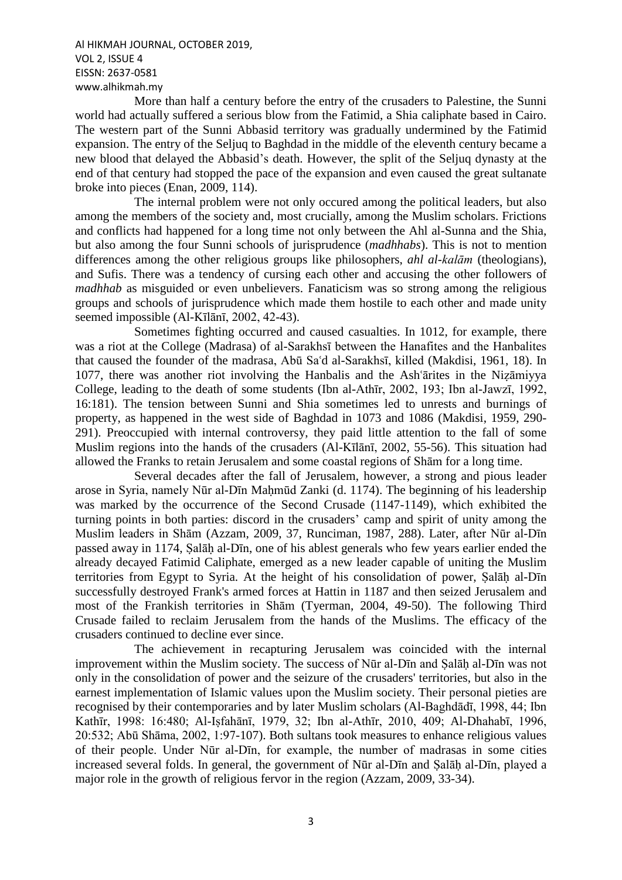More than half a century before the entry of the crusaders to Palestine, the Sunni world had actually suffered a serious blow from the Fatimid, a Shia caliphate based in Cairo. The western part of the Sunni Abbasid territory was gradually undermined by the Fatimid expansion. The entry of the Seljuq to Baghdad in the middle of the eleventh century became a new blood that delayed the Abbasid's death. However, the split of the Seljuq dynasty at the end of that century had stopped the pace of the expansion and even caused the great sultanate broke into pieces (Enan, 2009, 114).

The internal problem were not only occured among the political leaders, but also among the members of the society and, most crucially, among the Muslim scholars. Frictions and conflicts had happened for a long time not only between the Ahl al-Sunna and the Shia, but also among the four Sunni schools of jurisprudence (*madhhabs*). This is not to mention differences among the other religious groups like philosophers, *ahl al-kalām* (theologians), and Sufis. There was a tendency of cursing each other and accusing the other followers of *madhhab* as misguided or even unbelievers. Fanaticism was so strong among the religious groups and schools of jurisprudence which made them hostile to each other and made unity seemed impossible (Al-Kīlānī, 2002, 42-43).

Sometimes fighting occurred and caused casualties. In 1012, for example, there was a riot at the College (Madrasa) of al-Sarakhsī between the Hanafites and the Hanbalites that caused the founder of the madrasa, Abū Saʿd al-Sarakhsī, killed (Makdisi, 1961, 18). In 1077, there was another riot involving the Hanbalis and the Ashʿārites in the Niẓāmiyya College, leading to the death of some students (Ibn al-Athīr, 2002, 193; Ibn al-Jawzī, 1992, 16:181). The tension between Sunni and Shia sometimes led to unrests and burnings of property, as happened in the west side of Baghdad in 1073 and 1086 (Makdisi, 1959, 290-291). Preoccupied with internal controversy, they paid little attention to the fall of some Muslim regions into the hands of the crusaders (Al-Kīlānī, 2002, 55-56). This situation had allowed the Franks to retain Jerusalem and some coastal regions of Shām for a long time.

Several decades after the fall of Jerusalem, however, a strong and pious leader arose in Syria, namely Nūr al-Dīn Maḥmūd Zanki (d. 1174). The beginning of his leadership was marked by the occurrence of the Second Crusade (1147-1149), which exhibited the turning points in both parties: discord in the crusaders' camp and spirit of unity among the Muslim leaders in Shām (Azzam, 2009, 37, Runciman, 1987, 288). Later, after Nūr al-Dīn passed away in 1174, Ṣalāḥ al-Dīn, one of his ablest generals who few years earlier ended the already decayed Fatimid Caliphate, emerged as a new leader capable of uniting the Muslim territories from Egypt to Syria. At the height of his consolidation of power, Ṣalāḥ al-Dīn successfully destroyed Frank's armed forces at Hattin in 1187 and then seized Jerusalem and most of the Frankish territories in Shām (Tyerman, 2004, 49-50). The following Third Crusade failed to reclaim Jerusalem from the hands of the Muslims. The efficacy of the crusaders continued to decline ever since.

The achievement in recapturing Jerusalem was coincided with the internal improvement within the Muslim society. The success of Nūr al-Dīn and Ṣalāḥ al-Dīn was not only in the consolidation of power and the seizure of the crusaders' territories, but also in the earnest implementation of Islamic values upon the Muslim society. Their personal pieties are recognised by their contemporaries and by later Muslim scholars (Al-Baghdādī, 1998, 44; Ibn Kathīr, 1998: 16:480; Al-Iṣfahānī, 1979, 32; Ibn al-Athīr, 2010, 409; Al-Dhahabī, 1996, 20:532; Abū Shāma, 2002, 1:97-107). Both sultans took measures to enhance religious values of their people. Under Nūr al-Dīn, for example, the number of madrasas in some cities increased several folds. In general, the government of Nūr al-Dīn and Ṣalāḥ al-Dīn, played a major role in the growth of religious fervor in the region (Azzam, 2009, 33-34).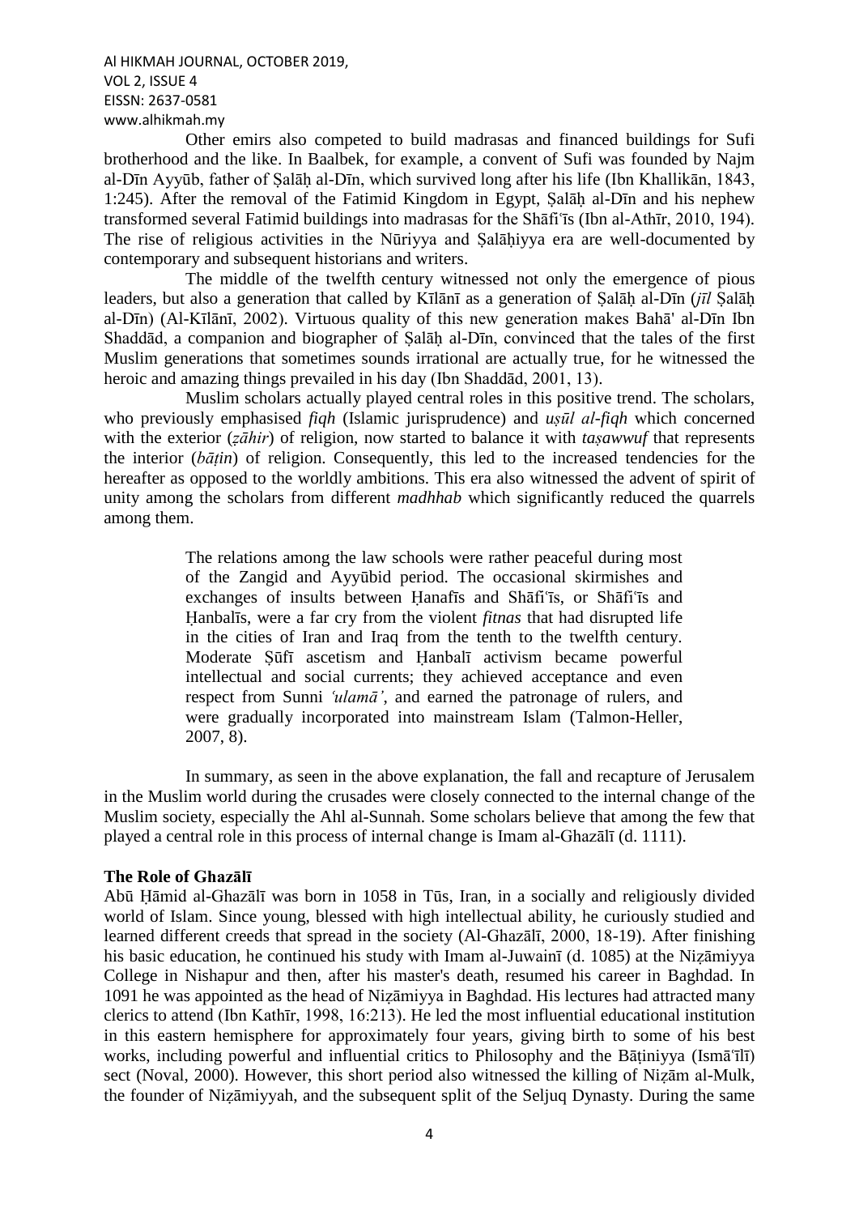Other emirs also competed to build madrasas and financed buildings for Sufi brotherhood and the like. In Baalbek, for example, a convent of Sufi was founded by Najm al-Dīn Ayyūb, father of Ṣalāḥ al-Dīn, which survived long after his life (Ibn Khallikān, 1843, 1:245). After the removal of the Fatimid Kingdom in Egypt, Ṣalāḥ al-Dīn and his nephew transformed several Fatimid buildings into madrasas for the Shāfiʿīs (Ibn al-Athīr, 2010, 194). The rise of religious activities in the Nūriyya and Ṣalāḥiyya era are well-documented by contemporary and subsequent historians and writers.

The middle of the twelfth century witnessed not only the emergence of pious leaders, but also a generation that called by Kīlānī as a generation of Ṣalāḥ al-Dīn (*jīl* Ṣalāḥ al-Dīn) (Al-Kīlānī, 2002). Virtuous quality of this new generation makes Bahā' al-Dīn Ibn Shaddād, a companion and biographer of Ṣalāḥ al-Dīn, convinced that the tales of the first Muslim generations that sometimes sounds irrational are actually true, for he witnessed the heroic and amazing things prevailed in his day (Ibn Shaddād, 2001, 13).

Muslim scholars actually played central roles in this positive trend. The scholars, who previously emphasised *fiqh* (Islamic jurisprudence) and *uṣūl al-fiqh* which concerned with the exterior (*ẓāhir*) of religion, now started to balance it with *taṣawwuf* that represents the interior (*bāṭin*) of religion. Consequently, this led to the increased tendencies for the hereafter as opposed to the worldly ambitions. This era also witnessed the advent of spirit of unity among the scholars from different *madhhab* which significantly reduced the quarrels among them.

> The relations among the law schools were rather peaceful during most of the Zangid and Ayyūbid period. The occasional skirmishes and exchanges of insults between Ḥanafīs and Shāfiʿīs, or Shāfiʿīs and Ḥanbalīs, were a far cry from the violent *fitnas* that had disrupted life in the cities of Iran and Iraq from the tenth to the twelfth century. Moderate Ṣūfī ascetism and Ḥanbalī activism became powerful intellectual and social currents; they achieved acceptance and even respect from Sunni *ʿulamāʾ*, and earned the patronage of rulers, and were gradually incorporated into mainstream Islam (Talmon-Heller, 2007, 8).

In summary, as seen in the above explanation, the fall and recapture of Jerusalem in the Muslim world during the crusades were closely connected to the internal change of the Muslim society, especially the Ahl al-Sunnah. Some scholars believe that among the few that played a central role in this process of internal change is Imam al-Ghazālī (d. 1111).

**The Role of Ghazālī**

Abū Ḥāmid al-Ghazālī was born in 1058 in Tūs, Iran, in a socially and religiously divided world of Islam. Since young, blessed with high intellectual ability, he curiously studied and learned different creeds that spread in the society (Al-Ghazālī, 2000, 18-19). After finishing his basic education, he continued his study with Imam al-Juwainī (d. 1085) at the Niẓāmiyya College in Nishapur and then, after his master's death, resumed his career in Baghdad. In 1091 he was appointed as the head of Niẓāmiyya in Baghdad. His lectures had attracted many clerics to attend (Ibn Kathīr, 1998, 16:213). He led the most influential educational institution in this eastern hemisphere for approximately four years, giving birth to some of his best works, including powerful and influential critics to Philosophy and the Bāṭiniyya (Ismāʿīlī) sect (Noval, 2000). However, this short period also witnessed the killing of Niẓām al-Mulk, the founder of Niẓāmiyyah, and the subsequent split of the Seljuq Dynasty. During the same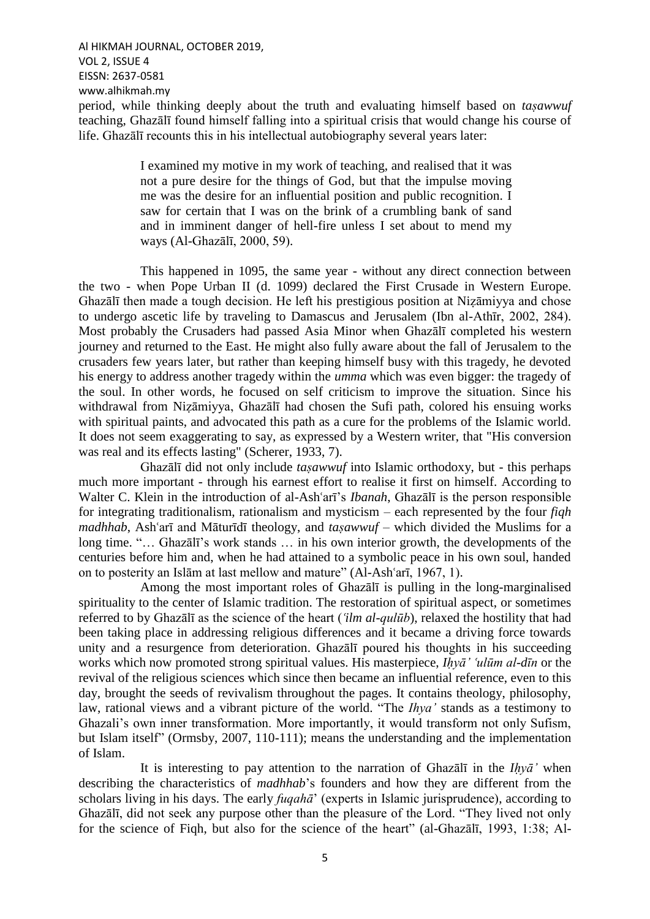period, while thinking deeply about the truth and evaluating himself based on *taṣawwuf* teaching, Ghazālī found himself falling into a spiritual crisis that would change his course of life. Ghazālī recounts this in his intellectual autobiography several years later:

> I examined my motive in my work of teaching, and realised that it was not a pure desire for the things of God, but that the impulse moving me was the desire for an influential position and public recognition. I saw for certain that I was on the brink of a crumbling bank of sand and in imminent danger of hell-fire unless I set about to mend my ways (Al-Ghazālī, 2000, 59).

This happened in 1095, the same year - without any direct connection between the two - when Pope Urban II (d. 1099) declared the First Crusade in Western Europe. Ghazālī then made a tough decision. He left his prestigious position at Niẓāmiyya and chose to undergo ascetic life by traveling to Damascus and Jerusalem (Ibn al-Athīr, 2002, 284). Most probably the Crusaders had passed Asia Minor when Ghazālī completed his western journey and returned to the East. He might also fully aware about the fall of Jerusalem to the crusaders few years later, but rather than keeping himself busy with this tragedy, he devoted his energy to address another tragedy within the *umma* which was even bigger: the tragedy of the soul. In other words, he focused on self criticism to improve the situation. Since his withdrawal from Niẓāmiyya, Ghazālī had chosen the Sufi path, colored his ensuing works with spiritual paints, and advocated this path as a cure for the problems of the Islamic world. It does not seem exaggerating to say, as expressed by a Western writer, that "His conversion was real and its effects lasting" (Scherer, 1933, 7).

Ghazālī did not only include *taṣawwuf* into Islamic orthodoxy, but - this perhaps much more important - through his earnest effort to realise it first on himself. According to Walter C. Klein in the introduction of al-Ashʿarī's *Ibanah*, Ghazālī is the person responsible for integrating traditionalism, rationalism and mysticism – each represented by the four *fiqh madhhab*, Ashʿarī and Māturīdī theology, and *taṣawwuf* – which divided the Muslims for a long time. "… Ghazālī's work stands … in his own interior growth, the developments of the centuries before him and, when he had attained to a symbolic peace in his own soul, handed on to posterity an Islām at last mellow and mature" (Al-Ashʿarī, 1967, 1).

Among the most important roles of Ghazālī is pulling in the long-marginalised spirituality to the center of Islamic tradition. The restoration of spiritual aspect, or sometimes referred to by Ghazālī as the science of the heart (*ʿilm al-qulūb*), relaxed the hostility that had been taking place in addressing religious differences and it became a driving force towards unity and a resurgence from deterioration. Ghazālī poured his thoughts in his succeeding works which now promoted strong spiritual values. His masterpiece, *Iḥyā' ʿulūm al-dīn* or the revival of the religious sciences which since then became an influential reference, even to this day, brought the seeds of revivalism throughout the pages. It contains theology, philosophy, law, rational views and a vibrant picture of the world. "The *Ihya'* stands as a testimony to Ghazali's own inner transformation. More importantly, it would transform not only Sufism, but Islam itself" (Ormsby, 2007, 110-111); means the understanding and the implementation of Islam.

It is interesting to pay attention to the narration of Ghazālī in the *Iḥyā'* when describing the characteristics of *madhhab*'s founders and how they are different from the scholars living in his days. The early *fuqahā'* (experts in Islamic jurisprudence), according to Ghazālī, did not seek any purpose other than the pleasure of the Lord. "They lived not only for the science of Fiqh, but also for the science of the heart" (al-Ghazālī, 1993, 1:38; Al-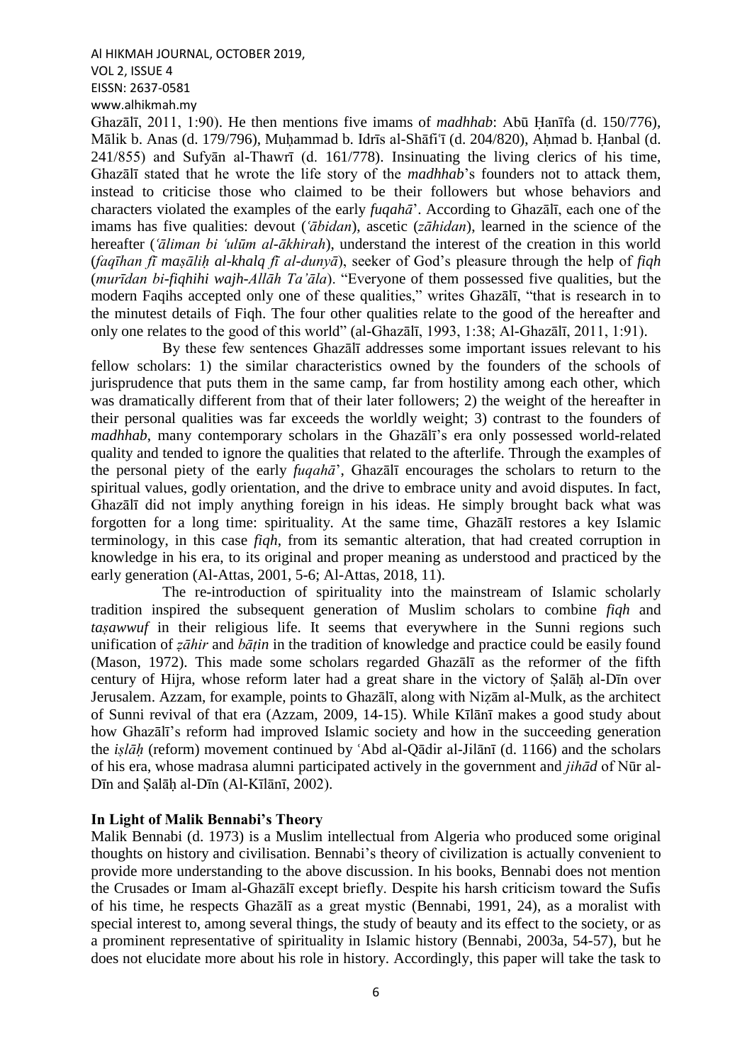Ghazālī, 2011, 1:90). He then mentions five imams of *madhhab*: Abū Ḥanīfa (d. 150/776), Mālik b. Anas (d. 179/796), Muḥammad b. Idrīs al-Shāfiʿī (d. 204/820), Aḥmad b. Ḥanbal (d. 241/855) and Sufyān al-Thawrī (d. 161/778). Insinuating the living clerics of his time, Ghazālī stated that he wrote the life story of the *madhhab*'s founders not to attack them, instead to criticise those who claimed to be their followers but whose behaviors and characters violated the examples of the early *fuqahā*'. According to Ghazālī, each one of the imams has five qualities: devout (*ʿābidan*), ascetic (*zāhidan*), learned in the science of the hereafter (*ʿāliman bi ʿulūm al-ākhirah*), understand the interest of the creation in this world (*faqīhan fī maṣāliḥ al-khalq fī al-dunyā*), seeker of God's pleasure through the help of *fiqh* (*murīdan bi-fiqhihi wajh-Allāh Ta'āla*). "Everyone of them possessed five qualities, but the modern Faqihs accepted only one of these qualities," writes Ghazālī, "that is research in to the minutest details of Fiqh. The four other qualities relate to the good of the hereafter and only one relates to the good of this world" (al-Ghazālī, 1993, 1:38; Al-Ghazālī, 2011, 1:91).

By these few sentences Ghazālī addresses some important issues relevant to his fellow scholars: 1) the similar characteristics owned by the founders of the schools of jurisprudence that puts them in the same camp, far from hostility among each other, which was dramatically different from that of their later followers; 2) the weight of the hereafter in their personal qualities was far exceeds the worldly weight; 3) contrast to the founders of *madhhab*, many contemporary scholars in the Ghazālī's era only possessed world-related quality and tended to ignore the qualities that related to the afterlife. Through the examples of the personal piety of the early *fuqahā*', Ghazālī encourages the scholars to return to the spiritual values, godly orientation, and the drive to embrace unity and avoid disputes. In fact, Ghazālī did not imply anything foreign in his ideas. He simply brought back what was forgotten for a long time: spirituality. At the same time, Ghazālī restores a key Islamic terminology, in this case *fiqh*, from its semantic alteration, that had created corruption in knowledge in his era, to its original and proper meaning as understood and practiced by the early generation (Al-Attas, 2001, 5-6; Al-Attas, 2018, 11).

The re-introduction of spirituality into the mainstream of Islamic scholarly tradition inspired the subsequent generation of Muslim scholars to combine *fiqh* and *taṣawwuf* in their religious life. It seems that everywhere in the Sunni regions such unification of *ẓāhir* and *bāṭin* in the tradition of knowledge and practice could be easily found (Mason, 1972). This made some scholars regarded Ghazālī as the reformer of the fifth century of Hijra, whose reform later had a great share in the victory of Ṣalāḥ al-Dīn over Jerusalem. Azzam, for example, points to Ghazālī, along with Niẓām al-Mulk, as the architect of Sunni revival of that era (Azzam, 2009, 14-15). While Kīlānī makes a good study about how Ghazālī's reform had improved Islamic society and how in the succeeding generation the *iṣlāḥ* (reform) movement continued by ʿAbd al-Qādir al-Jilānī (d. 1166) and the scholars of his era, whose madrasa alumni participated actively in the government and *jihād* of Nūr al-Dīn and Ṣalāḥ al-Dīn (Al-Kīlānī, 2002).

**In Light of Malik Bennabi's Theory**

Malik Bennabi (d. 1973) is a Muslim intellectual from Algeria who produced some original thoughts on history and civilisation. Bennabi's theory of civilization is actually convenient to provide more understanding to the above discussion. In his books, Bennabi does not mention the Crusades or Imam al-Ghazālī except briefly. Despite his harsh criticism toward the Sufis of his time, he respects Ghazālī as a great mystic (Bennabi, 1991, 24), as a moralist with special interest to, among several things, the study of beauty and its effect to the society, or as a prominent representative of spirituality in Islamic history (Bennabi, 2003a, 54-57), but he does not elucidate more about his role in history. Accordingly, this paper will take the task to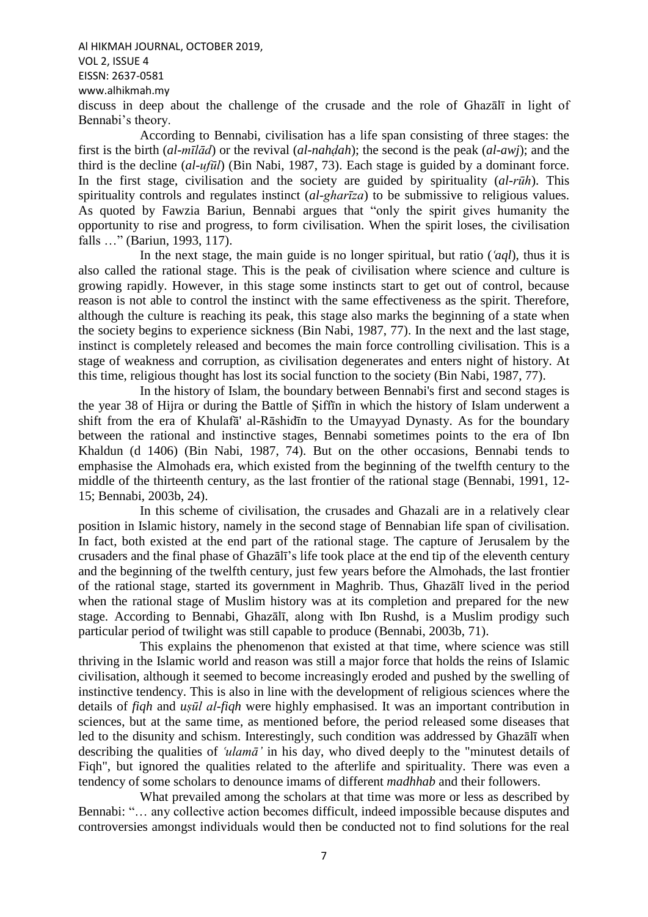discuss in deep about the challenge of the crusade and the role of Ghazālī in light of Bennabi's theory.

According to Bennabi, civilisation has a life span consisting of three stages: the first is the birth (*al-mīlād*) or the revival (*al-nahḍah*); the second is the peak (*al-awj*); and the third is the decline (*al-ufūl*) (Bin Nabi, 1987, 73). Each stage is guided by a dominant force. In the first stage, civilisation and the society are guided by spirituality (*al-rūh*). This spirituality controls and regulates instinct (*al-gharīza*) to be submissive to religious values. As quoted by Fawzia Bariun, Bennabi argues that "only the spirit gives humanity the opportunity to rise and progress, to form civilisation. When the spirit loses, the civilisation falls …" (Bariun, 1993, 117).

In the next stage, the main guide is no longer spiritual, but ratio (*ʿaql*), thus it is also called the rational stage. This is the peak of civilisation where science and culture is growing rapidly. However, in this stage some instincts start to get out of control, because reason is not able to control the instinct with the same effectiveness as the spirit. Therefore, although the culture is reaching its peak, this stage also marks the beginning of a state when the society begins to experience sickness (Bin Nabi, 1987, 77). In the next and the last stage, instinct is completely released and becomes the main force controlling civilisation. This is a stage of weakness and corruption, as civilisation degenerates and enters night of history. At this time, religious thought has lost its social function to the society (Bin Nabi, 1987, 77).

In the history of Islam, the boundary between Bennabi's first and second stages is the year 38 of Hijra or during the Battle of Ṣiffīn in which the history of Islam underwent a shift from the era of Khulafā' al-Rāshidīn to the Umayyad Dynasty. As for the boundary between the rational and instinctive stages, Bennabi sometimes points to the era of Ibn Khaldun (d 1406) (Bin Nabi, 1987, 74). But on the other occasions, Bennabi tends to emphasise the Almohads era, which existed from the beginning of the twelfth century to the middle of the thirteenth century, as the last frontier of the rational stage (Bennabi, 1991, 12-15; Bennabi, 2003b, 24).

In this scheme of civilisation, the crusades and Ghazali are in a relatively clear position in Islamic history, namely in the second stage of Bennabian life span of civilisation. In fact, both existed at the end part of the rational stage. The capture of Jerusalem by the crusaders and the final phase of Ghazālī's life took place at the end tip of the eleventh century and the beginning of the twelfth century, just few years before the Almohads, the last frontier of the rational stage, started its government in Maghrib. Thus, Ghazālī lived in the period when the rational stage of Muslim history was at its completion and prepared for the new stage. According to Bennabi, Ghazālī, along with Ibn Rushd, is a Muslim prodigy such particular period of twilight was still capable to produce (Bennabi, 2003b, 71).

This explains the phenomenon that existed at that time, where science was still thriving in the Islamic world and reason was still a major force that holds the reins of Islamic civilisation, although it seemed to become increasingly eroded and pushed by the swelling of instinctive tendency. This is also in line with the development of religious sciences where the details of *fiqh* and *uṣūl al-fiqh* were highly emphasised. It was an important contribution in sciences, but at the same time, as mentioned before, the period released some diseases that led to the disunity and schism. Interestingly, such condition was addressed by Ghazālī when describing the qualities of *ʿulamā'* in his day, who dived deeply to the "minutest details of Fiqh", but ignored the qualities related to the afterlife and spirituality. There was even a tendency of some scholars to denounce imams of different *madhhab* and their followers.

What prevailed among the scholars at that time was more or less as described by Bennabi: "… any collective action becomes difficult, indeed impossible because disputes and controversies amongst individuals would then be conducted not to find solutions for the real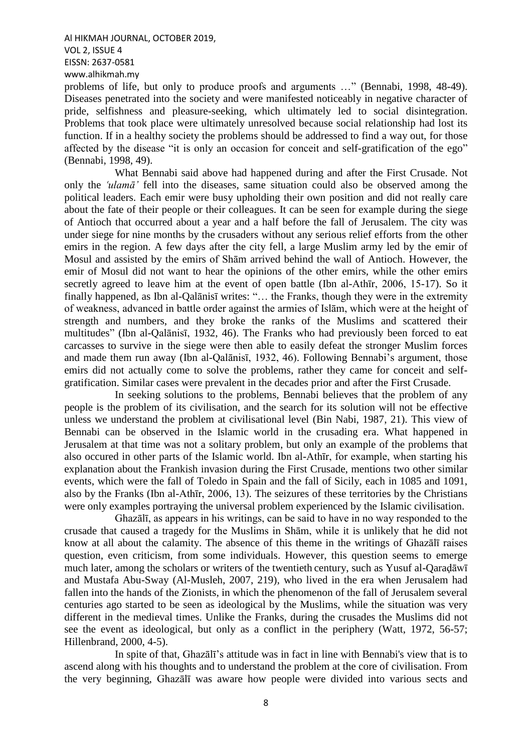problems of life, but only to produce proofs and arguments …" (Bennabi, 1998, 48-49). Diseases penetrated into the society and were manifested noticeably in negative character of pride, selfishness and pleasure-seeking, which ultimately led to social disintegration. Problems that took place were ultimately unresolved because social relationship had lost its function. If in a healthy society the problems should be addressed to find a way out, for those affected by the disease "it is only an occasion for conceit and self-gratification of the ego" (Bennabi, 1998, 49).

What Bennabi said above had happened during and after the First Crusade. Not only the *'ulamā'* fell into the diseases, same situation could also be observed among the political leaders. Each emir were busy upholding their own position and did not really care about the fate of their people or their colleagues. It can be seen for example during the siege of Antioch that occurred about a year and a half before the fall of Jerusalem. The city was under siege for nine months by the crusaders without any serious relief efforts from the other emirs in the region. A few days after the city fell, a large Muslim army led by the emir of Mosul and assisted by the emirs of Shām arrived behind the wall of Antioch. However, the emir of Mosul did not want to hear the opinions of the other emirs, while the other emirs secretly agreed to leave him at the event of open battle (Ibn al-Athīr, 2006, 15-17). So it finally happened, as Ibn al-Qalānisī writes: "… the Franks, though they were in the extremity of weakness, advanced in battle order against the armies of Islām, which were at the height of strength and numbers, and they broke the ranks of the Muslims and scattered their multitudes" (Ibn al-Qalānisī, 1932, 46). The Franks who had previously been forced to eat carcasses to survive in the siege were then able to easily defeat the stronger Muslim forces and made them run away (Ibn al-Qalānisī, 1932, 46). Following Bennabi's argument, those emirs did not actually come to solve the problems, rather they came for conceit and self-gratification. Similar cases were prevalent in the decades prior and after the First Crusade.

In seeking solutions to the problems, Bennabi believes that the problem of any people is the problem of its civilisation, and the search for its solution will not be effective unless we understand the problem at civilisational level (Bin Nabi, 1987, 21). This view of Bennabi can be observed in the Islamic world in the crusading era. What happened in Jerusalem at that time was not a solitary problem, but only an example of the problems that also occured in other parts of the Islamic world. Ibn al-Athīr, for example, when starting his explanation about the Frankish invasion during the First Crusade, mentions two other similar events, which were the fall of Toledo in Spain and the fall of Sicily, each in 1085 and 1091, also by the Franks (Ibn al-Athīr, 2006, 13). The seizures of these territories by the Christians were only examples portraying the universal problem experienced by the Islamic civilisation.

Ghazālī, as appears in his writings, can be said to have in no way responded to the crusade that caused a tragedy for the Muslims in Shām, while it is unlikely that he did not know at all about the calamity. The absence of this theme in the writings of Ghazālī raises question, even criticism, from some individuals. However, this question seems to emerge much later, among the scholars or writers of the twentieth century, such as Yusuf al-Qaraḍāwī and Mustafa Abu-Sway (Al-Musleh, 2007, 219), who lived in the era when Jerusalem had fallen into the hands of the Zionists, in which the phenomenon of the fall of Jerusalem several centuries ago started to be seen as ideological by the Muslims, while the situation was very different in the medieval times. Unlike the Franks, during the crusades the Muslims did not see the event as ideological, but only as a conflict in the periphery (Watt, 1972, 56-57; Hillenbrand, 2000, 4-5).

In spite of that, Ghazālī's attitude was in fact in line with Bennabi's view that is to ascend along with his thoughts and to understand the problem at the core of civilisation. From the very beginning, Ghazālī was aware how people were divided into various sects and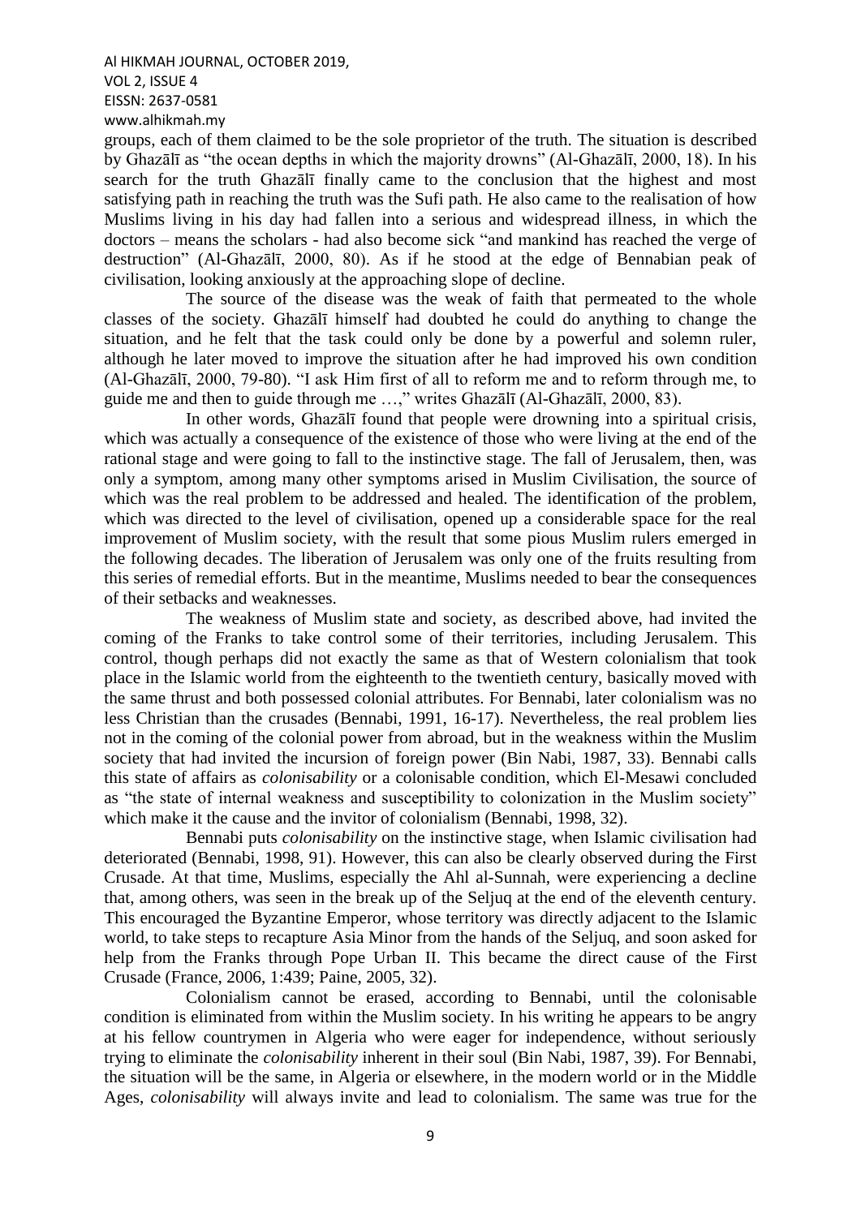groups, each of them claimed to be the sole proprietor of the truth. The situation is described by Ghazālī as "the ocean depths in which the majority drowns" (Al-Ghazālī, 2000, 18). In his search for the truth Ghazālī finally came to the conclusion that the highest and most satisfying path in reaching the truth was the Sufi path. He also came to the realisation of how Muslims living in his day had fallen into a serious and widespread illness, in which the doctors – means the scholars - had also become sick "and mankind has reached the verge of destruction" (Al-Ghazālī, 2000, 80). As if he stood at the edge of Bennabian peak of civilisation, looking anxiously at the approaching slope of decline.

The source of the disease was the weak of faith that permeated to the whole classes of the society. Ghazālī himself had doubted he could do anything to change the situation, and he felt that the task could only be done by a powerful and solemn ruler, although he later moved to improve the situation after he had improved his own condition (Al-Ghazālī, 2000, 79-80). "I ask Him first of all to reform me and to reform through me, to guide me and then to guide through me …," writes Ghazālī (Al-Ghazālī, 2000, 83).

In other words, Ghazālī found that people were drowning into a spiritual crisis, which was actually a consequence of the existence of those who were living at the end of the rational stage and were going to fall to the instinctive stage. The fall of Jerusalem, then, was only a symptom, among many other symptoms arised in Muslim Civilisation, the source of which was the real problem to be addressed and healed. The identification of the problem, which was directed to the level of civilisation, opened up a considerable space for the real improvement of Muslim society, with the result that some pious Muslim rulers emerged in the following decades. The liberation of Jerusalem was only one of the fruits resulting from this series of remedial efforts. But in the meantime, Muslims needed to bear the consequences of their setbacks and weaknesses.

The weakness of Muslim state and society, as described above, had invited the coming of the Franks to take control some of their territories, including Jerusalem. This control, though perhaps did not exactly the same as that of Western colonialism that took place in the Islamic world from the eighteenth to the twentieth century, basically moved with the same thrust and both possessed colonial attributes. For Bennabi, later colonialism was no less Christian than the crusades (Bennabi, 1991, 16-17). Nevertheless, the real problem lies not in the coming of the colonial power from abroad, but in the weakness within the Muslim society that had invited the incursion of foreign power (Bin Nabi, 1987, 33). Bennabi calls this state of affairs as *colonisability* or a colonisable condition, which El-Mesawi concluded as "the state of internal weakness and susceptibility to colonization in the Muslim society" which make it the cause and the invitor of colonialism (Bennabi, 1998, 32).

Bennabi puts *colonisability* on the instinctive stage, when Islamic civilisation had deteriorated (Bennabi, 1998, 91). However, this can also be clearly observed during the First Crusade. At that time, Muslims, especially the Ahl al-Sunnah, were experiencing a decline that, among others, was seen in the break up of the Seljuq at the end of the eleventh century. This encouraged the Byzantine Emperor, whose territory was directly adjacent to the Islamic world, to take steps to recapture Asia Minor from the hands of the Seljuq, and soon asked for help from the Franks through Pope Urban II. This became the direct cause of the First Crusade (France, 2006, 1:439; Paine, 2005, 32).

Colonialism cannot be erased, according to Bennabi, until the colonisable condition is eliminated from within the Muslim society. In his writing he appears to be angry at his fellow countrymen in Algeria who were eager for independence, without seriously trying to eliminate the *colonisability* inherent in their soul (Bin Nabi, 1987, 39). For Bennabi, the situation will be the same, in Algeria or elsewhere, in the modern world or in the Middle Ages, *colonisability* will always invite and lead to colonialism. The same was true for the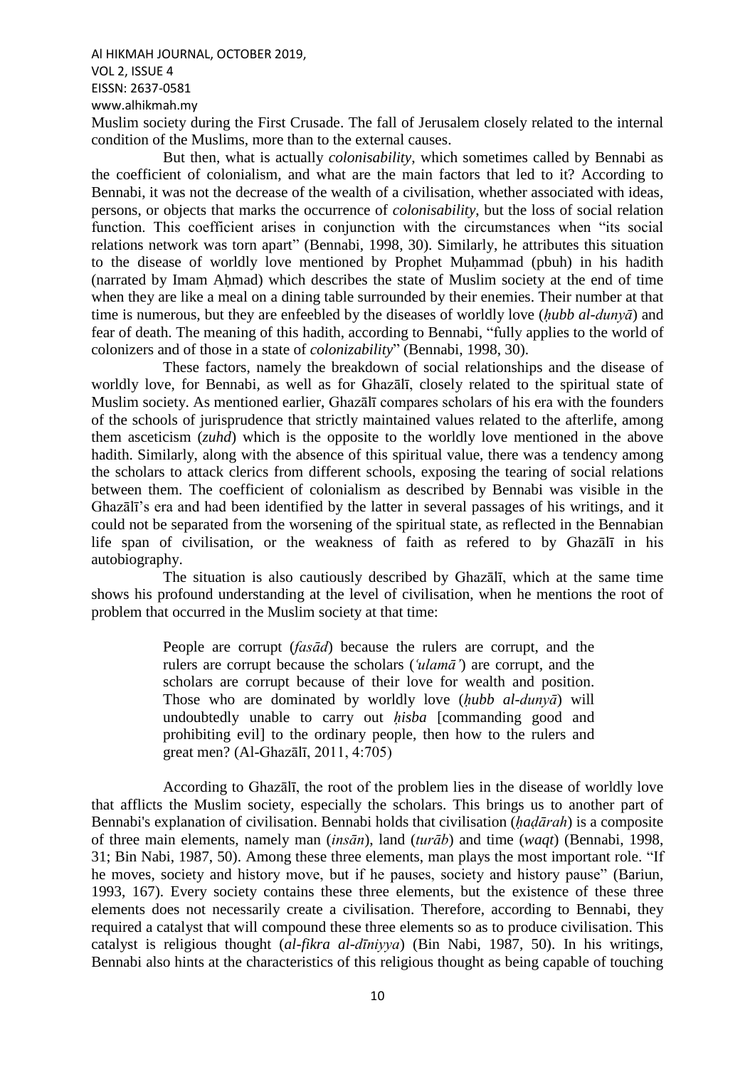Muslim society during the First Crusade. The fall of Jerusalem closely related to the internal condition of the Muslims, more than to the external causes.

But then, what is actually *colonisability*, which sometimes called by Bennabi as the coefficient of colonialism, and what are the main factors that led to it? According to Bennabi, it was not the decrease of the wealth of a civilisation, whether associated with ideas, persons, or objects that marks the occurrence of *colonisability*, but the loss of social relation function. This coefficient arises in conjunction with the circumstances when "its social relations network was torn apart" (Bennabi, 1998, 30). Similarly, he attributes this situation to the disease of worldly love mentioned by Prophet Muḥammad (pbuh) in his hadith (narrated by Imam Aḥmad) which describes the state of Muslim society at the end of time when they are like a meal on a dining table surrounded by their enemies. Their number at that time is numerous, but they are enfeebled by the diseases of worldly love (*ḥubb al-dunyā*) and fear of death. The meaning of this hadith, according to Bennabi, "fully applies to the world of colonizers and of those in a state of *colonizability*" (Bennabi, 1998, 30).

These factors, namely the breakdown of social relationships and the disease of worldly love, for Bennabi, as well as for Ghazālī, closely related to the spiritual state of Muslim society. As mentioned earlier, Ghazālī compares scholars of his era with the founders of the schools of jurisprudence that strictly maintained values related to the afterlife, among them asceticism (*zuhd*) which is the opposite to the worldly love mentioned in the above hadith. Similarly, along with the absence of this spiritual value, there was a tendency among the scholars to attack clerics from different schools, exposing the tearing of social relations between them. The coefficient of colonialism as described by Bennabi was visible in the Ghazālī's era and had been identified by the latter in several passages of his writings, and it could not be separated from the worsening of the spiritual state, as reflected in the Bennabian life span of civilisation, or the weakness of faith as refered to by Ghazālī in his autobiography.

The situation is also cautiously described by Ghazālī, which at the same time shows his profound understanding at the level of civilisation, when he mentions the root of problem that occurred in the Muslim society at that time:

> People are corrupt (*fasād*) because the rulers are corrupt, and the rulers are corrupt because the scholars (*ʿulamāʾ*) are corrupt, and the scholars are corrupt because of their love for wealth and position. Those who are dominated by worldly love (*ḥubb al-dunyā*) will undoubtedly unable to carry out *ḥisba* [commanding good and prohibiting evil] to the ordinary people, then how to the rulers and great men? (Al-Ghazālī, 2011, 4:705)

According to Ghazālī, the root of the problem lies in the disease of worldly love that afflicts the Muslim society, especially the scholars. This brings us to another part of Bennabi's explanation of civilisation. Bennabi holds that civilisation (*ḥaḍārah*) is a composite of three main elements, namely man (*insān*), land (*turāb*) and time (*waqt*) (Bennabi, 1998, 31; Bin Nabi, 1987, 50). Among these three elements, man plays the most important role. "If he moves, society and history move, but if he pauses, society and history pause" (Bariun, 1993, 167). Every society contains these three elements, but the existence of these three elements does not necessarily create a civilisation. Therefore, according to Bennabi, they required a catalyst that will compound these three elements so as to produce civilisation. This catalyst is religious thought (*al-fikra al-dīniyya*) (Bin Nabi, 1987, 50). In his writings, Bennabi also hints at the characteristics of this religious thought as being capable of touching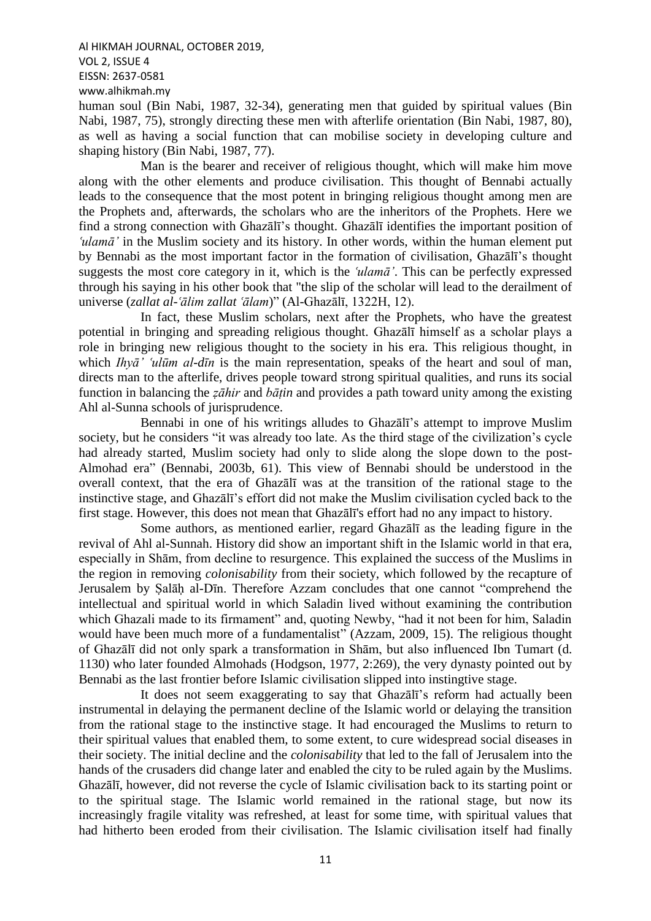human soul (Bin Nabi, 1987, 32-34), generating men that guided by spiritual values (Bin Nabi, 1987, 75), strongly directing these men with afterlife orientation (Bin Nabi, 1987, 80), as well as having a social function that can mobilise society in developing culture and shaping history (Bin Nabi, 1987, 77).

Man is the bearer and receiver of religious thought, which will make him move along with the other elements and produce civilisation. This thought of Bennabi actually leads to the consequence that the most potent in bringing religious thought among men are the Prophets and, afterwards, the scholars who are the inheritors of the Prophets. Here we find a strong connection with Ghazālī's thought. Ghazālī identifies the important position of *ʿulamāʾ* in the Muslim society and its history. In other words, within the human element put by Bennabi as the most important factor in the formation of civilisation, Ghazālī's thought suggests the most core category in it, which is the *ʿulamāʾ*. This can be perfectly expressed through his saying in his other book that "the slip of the scholar will lead to the derailment of universe (*zallat al-ʿālim zallat ʿālam*)" (Al-Ghazālī, 1322H, 12).

In fact, these Muslim scholars, next after the Prophets, who have the greatest potential in bringing and spreading religious thought. Ghazālī himself as a scholar plays a role in bringing new religious thought to the society in his era. This religious thought, in which *Ihyāʾ ʿulūm al-dīn* is the main representation, speaks of the heart and soul of man, directs man to the afterlife, drives people toward strong spiritual qualities, and runs its social function in balancing the *ẓāhir* and *bāṭin* and provides a path toward unity among the existing Ahl al-Sunna schools of jurisprudence.

Bennabi in one of his writings alludes to Ghazālī's attempt to improve Muslim society, but he considers "it was already too late. As the third stage of the civilization's cycle had already started, Muslim society had only to slide along the slope down to the post-Almohad era" (Bennabi, 2003b, 61). This view of Bennabi should be understood in the overall context, that the era of Ghazālī was at the transition of the rational stage to the instinctive stage, and Ghazālī's effort did not make the Muslim civilisation cycled back to the first stage. However, this does not mean that Ghazālī's effort had no any impact to history.

Some authors, as mentioned earlier, regard Ghazālī as the leading figure in the revival of Ahl al-Sunnah. History did show an important shift in the Islamic world in that era, especially in Shām, from decline to resurgence. This explained the success of the Muslims in the region in removing *colonisability* from their society, which followed by the recapture of Jerusalem by Ṣalāḥ al-Dīn. Therefore Azzam concludes that one cannot "comprehend the intellectual and spiritual world in which Saladin lived without examining the contribution which Ghazali made to its firmament" and, quoting Newby, "had it not been for him, Saladin would have been much more of a fundamentalist" (Azzam, 2009, 15). The religious thought of Ghazālī did not only spark a transformation in Shām, but also influenced Ibn Tumart (d. 1130) who later founded Almohads (Hodgson, 1977, 2:269), the very dynasty pointed out by Bennabi as the last frontier before Islamic civilisation slipped into instingtive stage.

It does not seem exaggerating to say that Ghazālī's reform had actually been instrumental in delaying the permanent decline of the Islamic world or delaying the transition from the rational stage to the instinctive stage. It had encouraged the Muslims to return to their spiritual values that enabled them, to some extent, to cure widespread social diseases in their society. The initial decline and the *colonisability* that led to the fall of Jerusalem into the hands of the crusaders did change later and enabled the city to be ruled again by the Muslims. Ghazālī, however, did not reverse the cycle of Islamic civilisation back to its starting point or to the spiritual stage. The Islamic world remained in the rational stage, but now its increasingly fragile vitality was refreshed, at least for some time, with spiritual values that had hitherto been eroded from their civilisation. The Islamic civilisation itself had finally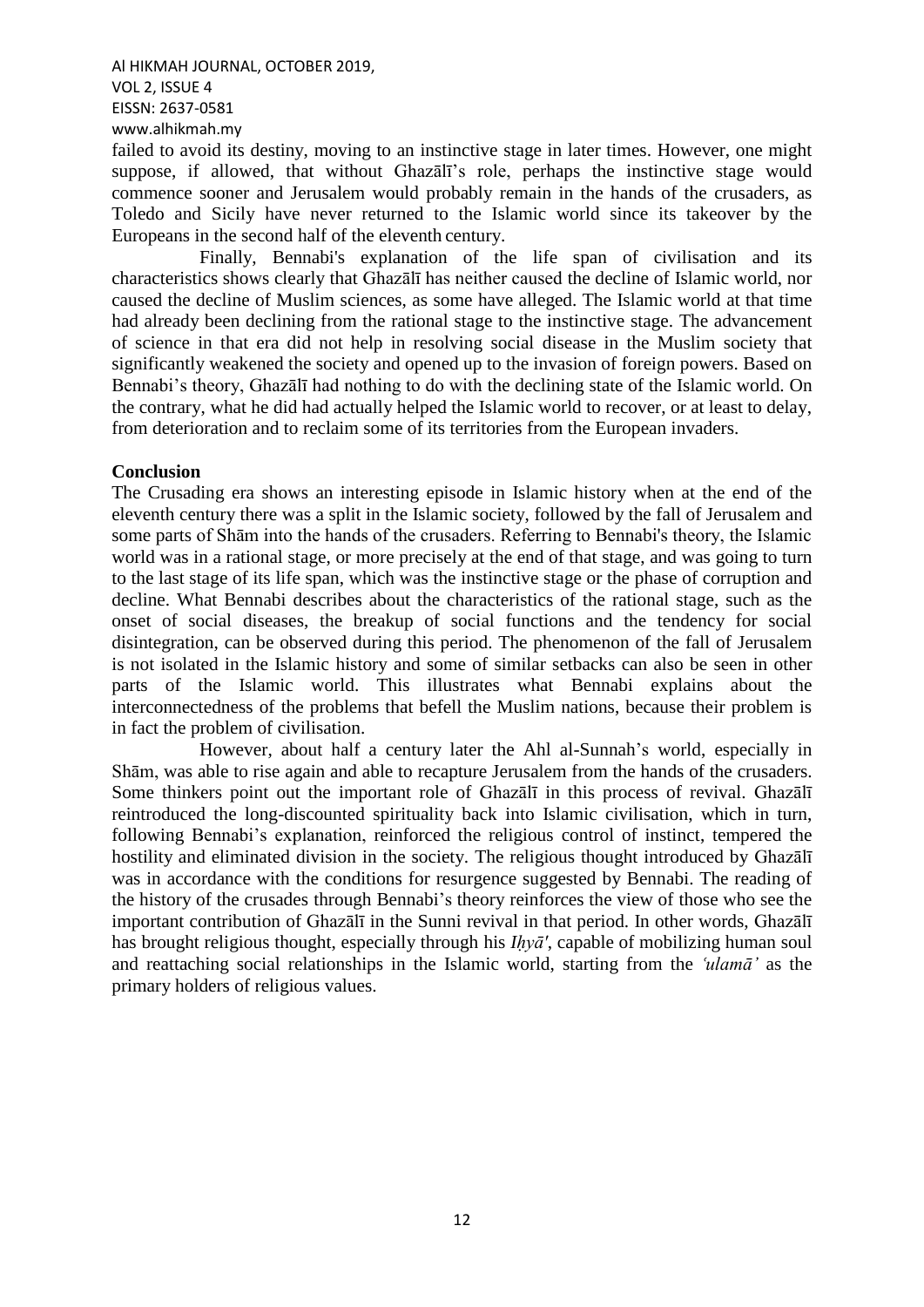failed to avoid its destiny, moving to an instinctive stage in later times. However, one might suppose, if allowed, that without Ghazālī's role, perhaps the instinctive stage would commence sooner and Jerusalem would probably remain in the hands of the crusaders, as Toledo and Sicily have never returned to the Islamic world since its takeover by the Europeans in the second half of the eleventh century.

Finally, Bennabi's explanation of the life span of civilisation and its characteristics shows clearly that Ghazālī has neither caused the decline of Islamic world, nor caused the decline of Muslim sciences, as some have alleged. The Islamic world at that time had already been declining from the rational stage to the instinctive stage. The advancement of science in that era did not help in resolving social disease in the Muslim society that significantly weakened the society and opened up to the invasion of foreign powers. Based on Bennabi's theory, Ghazālī had nothing to do with the declining state of the Islamic world. On the contrary, what he did had actually helped the Islamic world to recover, or at least to delay, from deterioration and to reclaim some of its territories from the European invaders.

## Conclusion

The Crusading era shows an interesting episode in Islamic history when at the end of the eleventh century there was a split in the Islamic society, followed by the fall of Jerusalem and some parts of Shām into the hands of the crusaders. Referring to Bennabi's theory, the Islamic world was in a rational stage, or more precisely at the end of that stage, and was going to turn to the last stage of its life span, which was the instinctive stage or the phase of corruption and decline. What Bennabi describes about the characteristics of the rational stage, such as the onset of social diseases, the breakup of social functions and the tendency for social disintegration, can be observed during this period. The phenomenon of the fall of Jerusalem is not isolated in the Islamic history and some of similar setbacks can also be seen in other parts of the Islamic world. This illustrates what Bennabi explains about the interconnectedness of the problems that befell the Muslim nations, because their problem is in fact the problem of civilisation.

However, about half a century later the Ahl al-Sunnah's world, especially in Shām, was able to rise again and able to recapture Jerusalem from the hands of the crusaders. Some thinkers point out the important role of Ghazālī in this process of revival. Ghazālī reintroduced the long-discounted spirituality back into Islamic civilisation, which in turn, following Bennabi's explanation, reinforced the religious control of instinct, tempered the hostility and eliminated division in the society. The religious thought introduced by Ghazālī was in accordance with the conditions for resurgence suggested by Bennabi. The reading of the history of the crusades through Bennabi's theory reinforces the view of those who see the important contribution of Ghazālī in the Sunni revival in that period. In other words, Ghazālī has brought religious thought, especially through his *Iḥyā'*, capable of mobilizing human soul and reattaching social relationships in the Islamic world, starting from the *'ulamā'* as the primary holders of religious values.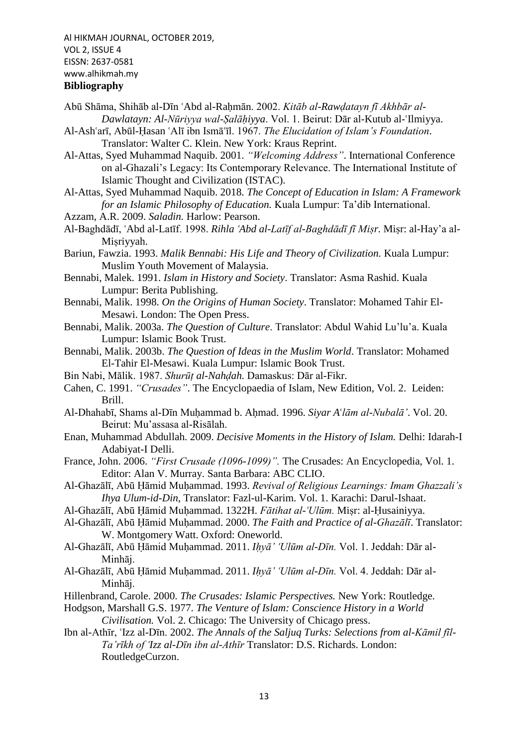## Bibliography

Abū Shāma, Shihāb al-Dīn ʿAbd al-Raḥmān. 2002. *Kitāb al-Rawḍatayn fī Akhbār al-Dawlatayn: Al-Nūriyya wal-Ṣalāḥiyya*. Vol. 1. Beirut: Dār al-Kutub al-ʿIlmiyya.

Al-Ashʿarī, Abūl-Ḥasan ʿAlī ibn Ismāʿīl. 1967. *The Elucidation of Islam's Foundation*. Translator: Walter C. Klein. New York: Kraus Reprint.

Al-Attas, Syed Muhammad Naquib. 2001. *"Welcoming Address"*. International Conference on al-Ghazali's Legacy: Its Contemporary Relevance. The International Institute of Islamic Thought and Civilization (ISTAC).

Al-Attas, Syed Muhammad Naquib. 2018. *The Concept of Education in Islam: A Framework for an Islamic Philosophy of Education.* Kuala Lumpur: Ta'dib International.

Azzam, A.R. 2009. *Saladin.* Harlow: Pearson.

Al-Baghdādī, ʿAbd al-Latīf. 1998. *Rihla ʿAbd al-Latīf al-Baghdādī fī Miṣr.* Miṣr: al-Hay'a al-Miṣriyyah.

Bariun, Fawzia. 1993. *Malik Bennabi: His Life and Theory of Civilization.* Kuala Lumpur: Muslim Youth Movement of Malaysia.

Bennabi, Malek. 1991. *Islam in History and Society*. Translator: Asma Rashid. Kuala Lumpur: Berita Publishing.

Bennabi, Malik. 1998. *On the Origins of Human Society*. Translator: Mohamed Tahir El-Mesawi. London: The Open Press.

Bennabi, Malik. 2003a. *The Question of Culture*. Translator: Abdul Wahid Lu'lu'a. Kuala Lumpur: Islamic Book Trust.

Bennabi, Malik. 2003b. *The Question of Ideas in the Muslim World*. Translator: Mohamed El-Tahir El-Mesawi. Kuala Lumpur: Islamic Book Trust.

Bin Nabi, Mālik. 1987. *Shurūṭ al-Nahḍah.* Damaskus: Dār al-Fikr.

Cahen, C. 1991. *"Crusades"*. The Encyclopaedia of Islam, New Edition, Vol. 2. Leiden: Brill.

Al-Dhahabī, Shams al-Dīn Muḥammad b. Aḥmad. 1996. *Siyar Aʿlām al-Nubalā'*. Vol. 20. Beirut: Mu'assasa al-Risālah.

Enan, Muhammad Abdullah. 2009. *Decisive Moments in the History of Islam.* Delhi: Idarah-I Adabiyat-I Delli.

France, John. 2006. *"First Crusade (1096-1099)".* The Crusades: An Encyclopedia, Vol. 1. Editor: Alan V. Murray. Santa Barbara: ABC CLIO.

Al-Ghazālī, Abū Ḥāmid Muḥammad. 1993. *Revival of Religious Learnings: Imam Ghazzali's Ihya Ulum-id-Din*, Translator: Fazl-ul-Karim. Vol. 1. Karachi: Darul-Ishaat.

Al-Ghazālī, Abū Ḥāmid Muḥammad. 1322H. *Fātihat al-ʿUlūm.* Miṣr: al-Ḥusainiyya.

Al-Ghazālī, Abū Ḥāmid Muḥammad. 2000. *The Faith and Practice of al-Ghazālī*. Translator: W. Montgomery Watt. Oxford: Oneworld.

Al-Ghazālī, Abū Ḥāmid Muḥammad. 2011. *Iḥyā' ʿUlūm al-Dīn.* Vol. 1. Jeddah: Dār al-Minhāj.

Al-Ghazālī, Abū Ḥāmid Muḥammad. 2011. *Iḥyā' ʿUlūm al-Dīn.* Vol. 4. Jeddah: Dār al-Minhāj.

Hillenbrand, Carole. 2000. *The Crusades: Islamic Perspectives.* New York: Routledge.

Hodgson, Marshall G.S. 1977. *The Venture of Islam: Conscience History in a World Civilisation.* Vol. 2. Chicago: The University of Chicago press.

Ibn al-Athīr, ʿIzz al-Dīn. 2002. *The Annals of the Saljuq Turks: Selections from al-Kāmil fīl-Ta'rīkh of ʿIzz al-Dīn ibn al-Athīr* Translator: D.S. Richards. London: RoutledgeCurzon.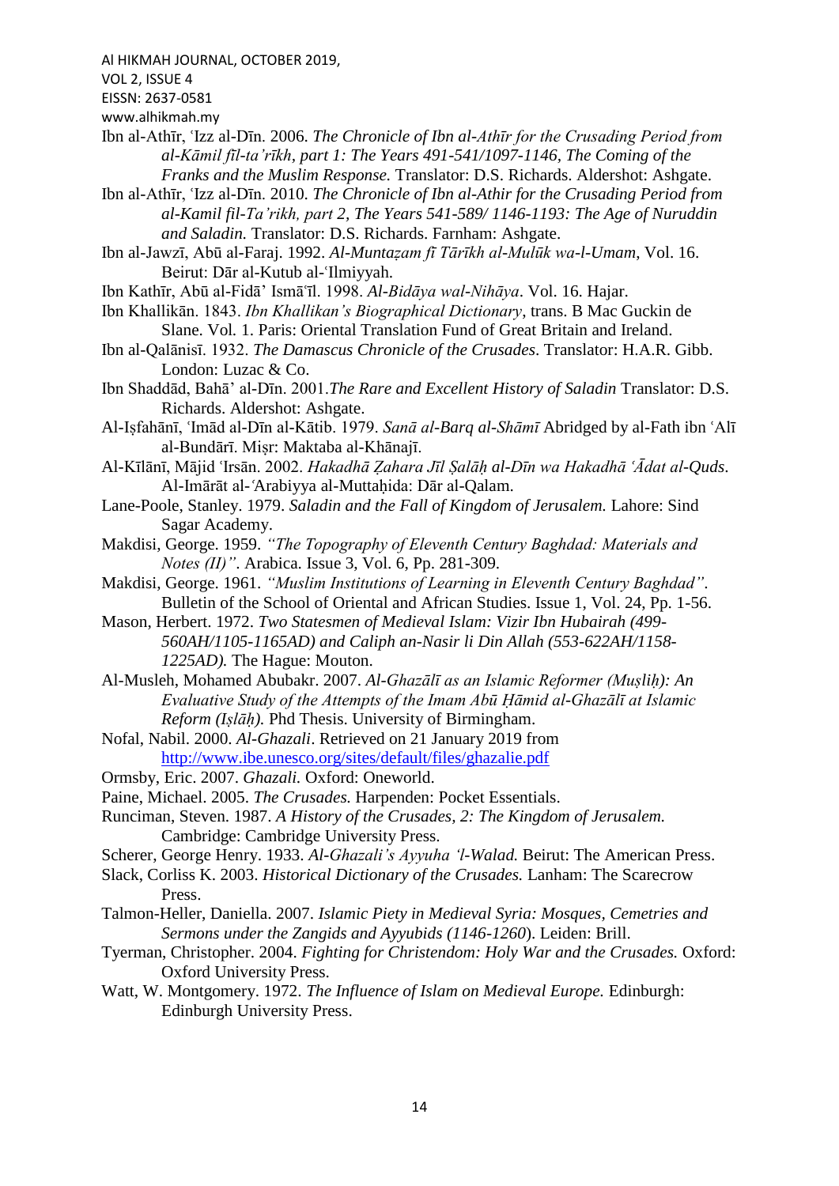Ibn al-Athīr, ʿIzz al-Dīn. 2006. *The Chronicle of Ibn al-Athīr for the Crusading Period from al-Kāmil fīl-ta'rīkh, part 1: The Years 491-541/1097-1146, The Coming of the Franks and the Muslim Response.* Translator: D.S. Richards. Aldershot: Ashgate.

Ibn al-Athīr, ʿIzz al-Dīn. 2010. *The Chronicle of Ibn al-Athir for the Crusading Period from al-Kamil fil-Ta'rikh, part 2, The Years 541-589/ 1146-1193: The Age of Nuruddin and Saladin.* Translator: D.S. Richards. Farnham: Ashgate.

Ibn al-Jawzī, Abū al-Faraj. 1992. *Al-Muntaẓam fī Tārīkh al-Mulūk wa-l-Umam*, Vol. 16. Beirut: Dār al-Kutub al-ʿIlmiyyah.

Ibn Kathīr, Abū al-Fidā' Ismāʿīl. 1998. *Al-Bidāya wal-Nihāya*. Vol. 16. Hajar.

Ibn Khallikān. 1843. *Ibn Khallikan's Biographical Dictionary*, trans. B Mac Guckin de Slane. Vol. 1. Paris: Oriental Translation Fund of Great Britain and Ireland.

Ibn al-Qalānisī. 1932. *The Damascus Chronicle of the Crusades*. Translator: H.A.R. Gibb. London: Luzac & Co.

Ibn Shaddād, Bahā' al-Dīn. 2001.*The Rare and Excellent History of Saladin* Translator: D.S. Richards. Aldershot: Ashgate.

Al-Iṣfahānī, ʿImād al-Dīn al-Kātib. 1979. *Sanā al-Barq al-Shāmī* Abridged by al-Fath ibn ʿAlī al-Bundārī. Miṣr: Maktaba al-Khānajī.

Al-Kīlānī, Mājid ʿIrsān. 2002. *Hakadhā Ẓahara Jīl Ṣalāḥ al-Dīn wa Hakadhā ʿĀdat al-Quds*. Al-Imārāt al-ʿArabiyya al-Muttaḥida: Dār al-Qalam.

Lane-Poole, Stanley. 1979. *Saladin and the Fall of Kingdom of Jerusalem.* Lahore: Sind Sagar Academy.

Makdisi, George. 1959. *"The Topography of Eleventh Century Baghdad: Materials and Notes (II)"*. Arabica. Issue 3, Vol. 6, Pp. 281-309.

Makdisi, George. 1961. *"Muslim Institutions of Learning in Eleventh Century Baghdad"*. Bulletin of the School of Oriental and African Studies. Issue 1, Vol. 24, Pp. 1-56.

Mason, Herbert. 1972. *Two Statesmen of Medieval Islam: Vizir Ibn Hubairah (499-560AH/1105-1165AD) and Caliph an-Nasir li Din Allah (553-622AH/1158-1225AD).* The Hague: Mouton.

Al-Musleh, Mohamed Abubakr. 2007. *Al-Ghazālī as an Islamic Reformer (Muṣliḥ): An Evaluative Study of the Attempts of the Imam Abū Ḥāmid al-Ghazālī at Islamic Reform (Iṣlāḥ).* Phd Thesis. University of Birmingham.

Nofal, Nabil. 2000. *Al-Ghazali*. Retrieved on 21 January 2019 from http://www.ibe.unesco.org/sites/default/files/ghazalie.pdf

Ormsby, Eric. 2007. *Ghazali.* Oxford: Oneworld.

Paine, Michael. 2005. *The Crusades.* Harpenden: Pocket Essentials.

Runciman, Steven. 1987. *A History of the Crusades, 2: The Kingdom of Jerusalem.* Cambridge: Cambridge University Press.

Scherer, George Henry. 1933. *Al-Ghazali's Ayyuha 'l-Walad.* Beirut: The American Press.

Slack, Corliss K. 2003. *Historical Dictionary of the Crusades.* Lanham: The Scarecrow Press.

Talmon-Heller, Daniella. 2007. *Islamic Piety in Medieval Syria: Mosques, Cemetries and Sermons under the Zangids and Ayyubids (1146-1260*). Leiden: Brill.

Tyerman, Christopher. 2004. *Fighting for Christendom: Holy War and the Crusades.* Oxford: Oxford University Press.

Watt, W. Montgomery. 1972. *The Influence of Islam on Medieval Europe.* Edinburgh: Edinburgh University Press.